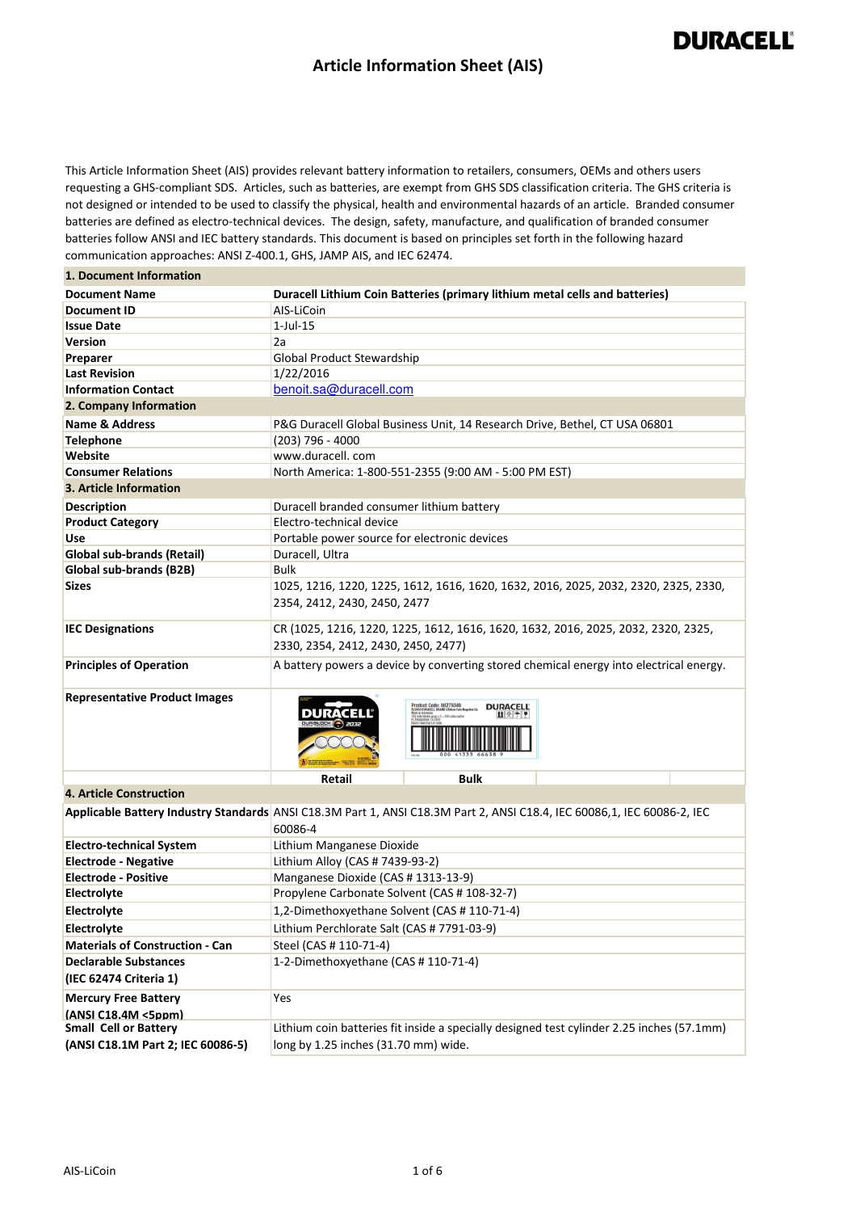# Article Information Sheet (AIS)

This Article Information Sheet (AIS) provides relevant battery information to retailers, consumers, OEMs and others users requesting a GHS-compliant SDS. Articles, such as batteries, are exempt from GHS SDS classification criteria. The GHS criteria is not designed or intended to be used to classify the physical, health and environmental hazards of an article. Branded consumer batteries are defined as electro-technical devices. The design, safety, manufacture, and qualification of branded consumer batteries follow ANSI and IEC battery standards. This document is based on principles set forth in the following hazard communication approaches: ANSI Z-400.1, GHS, JAMP AIS, and IEC 62474.

| **1. Document Information** | |
|---|---|
| **Document Name** | **Duracell Lithium Coin Batteries (primary lithium metal cells and batteries)** |
| **Document ID** | AIS-LiCoin |
| **Issue Date** | 1-Jul-15 |
| **Version** | 2a |
| **Preparer** | Global Product Stewardship |
| **Last Revision** | 1/22/2016 |
| **Information Contact** | benoit.sa@duracell.com |
| **2. Company Information** | |
| **Name & Address** | P&G Duracell Global Business Unit, 14 Research Drive, Bethel, CT USA 06801 |
| **Telephone** | (203) 796 - 4000 |
| **Website** | www.duracell. com |
| **Consumer Relations** | North America: 1-800-551-2355 (9:00 AM - 5:00 PM EST) |
| **3. Article Information** | |
| **Description** | Duracell branded consumer lithium battery |
| **Product Category** | Electro-technical device |
| **Use** | Portable power source for electronic devices |
| **Global sub-brands (Retail)** | Duracell, Ultra |
| **Global sub-brands (B2B)** | Bulk |
| **Sizes** | 1025, 1216, 1220, 1225, 1612, 1616, 1620, 1632, 2016, 2025, 2032, 2320, 2325, 2330, 2354, 2412, 2430, 2450, 2477 |
| **IEC Designations** | CR (1025, 1216, 1220, 1225, 1612, 1616, 1620, 1632, 2016, 2025, 2032, 2320, 2325, 2330, 2354, 2412, 2430, 2450, 2477) |
| **Principles of Operation** | A battery powers a device by converting stored chemical energy into electrical energy. |
| **Representative Product Images** | Retail / Bulk |
| **4. Article Construction** | |
| **Applicable Battery Industry Standards** | ANSI C18.3M Part 1, ANSI C18.3M Part 2, ANSI C18.4, IEC 60086,1, IEC 60086-2, IEC 60086-4 |
| **Electro-technical System** | Lithium Manganese Dioxide |
| **Electrode - Negative** | Lithium Alloy (CAS # 7439-93-2) |
| **Electrode - Positive** | Manganese Dioxide (CAS # 1313-13-9) |
| **Electrolyte** | Propylene Carbonate Solvent (CAS # 108-32-7) |
| **Electrolyte** | 1,2-Dimethoxyethane Solvent (CAS # 110-71-4) |
| **Electrolyte** | Lithium Perchlorate Salt (CAS # 7791-03-9) |
| **Materials of Construction - Can** | Steel (CAS # 110-71-4) |
| **Declarable Substances (IEC 62474 Criteria 1)** | 1-2-Dimethoxyethane (CAS # 110-71-4) |
| **Mercury Free Battery (ANSI C18.4M <5ppm)** | Yes |
| **Small Cell or Battery (ANSI C18.1M Part 2; IEC 60086-5)** | Lithium coin batteries fit inside a specially designed test cylinder 2.25 inches (57.1mm) long by 1.25 inches (31.70 mm) wide. |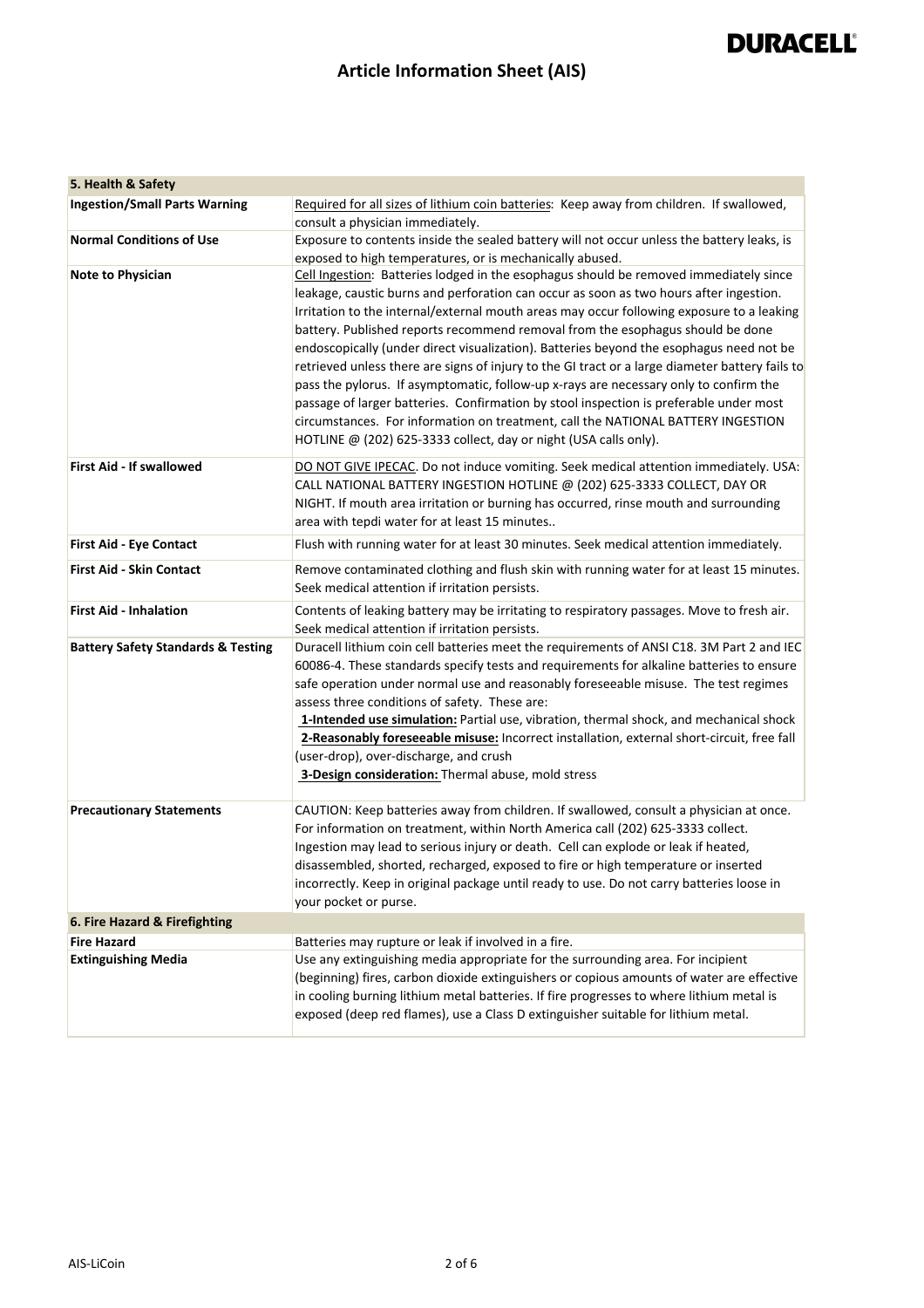| 5. Health & Safety | |
|---|---|
| **Ingestion/Small Parts Warning** | Required for all sizes of lithium coin batteries: Keep away from children. If swallowed, consult a physician immediately. |
| **Normal Conditions of Use** | Exposure to contents inside the sealed battery will not occur unless the battery leaks, is exposed to high temperatures, or is mechanically abused. |
| **Note to Physician** | Cell Ingestion: Batteries lodged in the esophagus should be removed immediately since leakage, caustic burns and perforation can occur as soon as two hours after ingestion. Irritation to the internal/external mouth areas may occur following exposure to a leaking battery. Published reports recommend removal from the esophagus should be done endoscopically (under direct visualization). Batteries beyond the esophagus need not be retrieved unless there are signs of injury to the GI tract or a large diameter battery fails to pass the pylorus. If asymptomatic, follow-up x-rays are necessary only to confirm the passage of larger batteries. Confirmation by stool inspection is preferable under most circumstances. For information on treatment, call the NATIONAL BATTERY INGESTION HOTLINE @ (202) 625-3333 collect, day or night (USA calls only). |
| **First Aid - If swallowed** | DO NOT GIVE IPECAC. Do not induce vomiting. Seek medical attention immediately. USA: CALL NATIONAL BATTERY INGESTION HOTLINE @ (202) 625-3333 COLLECT, DAY OR NIGHT. If mouth area irritation or burning has occurred, rinse mouth and surrounding area with tepdi water for at least 15 minutes.. |
| **First Aid - Eye Contact** | Flush with running water for at least 30 minutes. Seek medical attention immediately. |
| **First Aid - Skin Contact** | Remove contaminated clothing and flush skin with running water for at least 15 minutes. Seek medical attention if irritation persists. |
| **First Aid - Inhalation** | Contents of leaking battery may be irritating to respiratory passages. Move to fresh air. Seek medical attention if irritation persists. |
| **Battery Safety Standards & Testing** | Duracell lithium coin cell batteries meet the requirements of ANSI C18. 3M Part 2 and IEC 60086-4. These standards specify tests and requirements for alkaline batteries to ensure safe operation under normal use and reasonably foreseeable misuse. The test regimes assess three conditions of safety. These are:<br>**1-Intended use simulation:** Partial use, vibration, thermal shock, and mechanical shock<br>**2-Reasonably foreseeable misuse:** Incorrect installation, external short-circuit, free fall (user-drop), over-discharge, and crush<br>**3-Design consideration:** Thermal abuse, mold stress |
| **Precautionary Statements** | CAUTION: Keep batteries away from children. If swallowed, consult a physician at once. For information on treatment, within North America call (202) 625-3333 collect. Ingestion may lead to serious injury or death. Cell can explode or leak if heated, disassembled, shorted, recharged, exposed to fire or high temperature or inserted incorrectly. Keep in original package until ready to use. Do not carry batteries loose in your pocket or purse. |

| 6. Fire Hazard & Firefighting | |
|---|---|
| **Fire Hazard** | Batteries may rupture or leak if involved in a fire. |
| **Extinguishing Media** | Use any extinguishing media appropriate for the surrounding area. For incipient (beginning) fires, carbon dioxide extinguishers or copious amounts of water are effective in cooling burning lithium metal batteries. If fire progresses to where lithium metal is exposed (deep red flames), use a Class D extinguisher suitable for lithium metal. |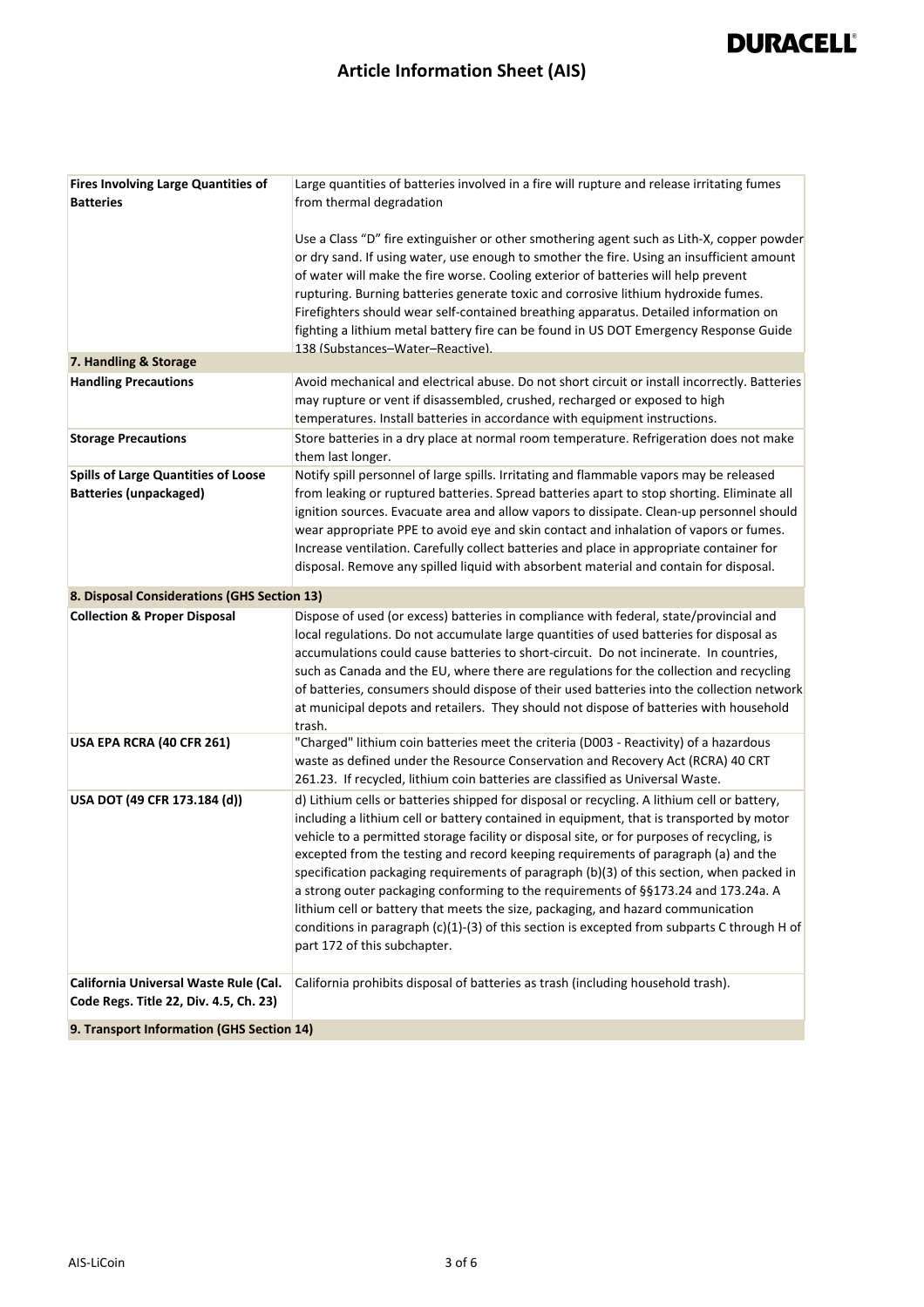| | |
|---|---|
| **Fires Involving Large Quantities of Batteries** | Large quantities of batteries involved in a fire will rupture and release irritating fumes from thermal degradation<br><br>Use a Class "D" fire extinguisher or other smothering agent such as Lith-X, copper powder or dry sand. If using water, use enough to smother the fire. Using an insufficient amount of water will make the fire worse. Cooling exterior of batteries will help prevent rupturing. Burning batteries generate toxic and corrosive lithium hydroxide fumes. Firefighters should wear self-contained breathing apparatus. Detailed information on fighting a lithium metal battery fire can be found in US DOT Emergency Response Guide 138 (Substances–Water–Reactive). |
| **7. Handling & Storage** | |
| **Handling Precautions** | Avoid mechanical and electrical abuse. Do not short circuit or install incorrectly. Batteries may rupture or vent if disassembled, crushed, recharged or exposed to high temperatures. Install batteries in accordance with equipment instructions. |
| **Storage Precautions** | Store batteries in a dry place at normal room temperature. Refrigeration does not make them last longer. |
| **Spills of Large Quantities of Loose Batteries (unpackaged)** | Notify spill personnel of large spills. Irritating and flammable vapors may be released from leaking or ruptured batteries. Spread batteries apart to stop shorting. Eliminate all ignition sources. Evacuate area and allow vapors to dissipate. Clean-up personnel should wear appropriate PPE to avoid eye and skin contact and inhalation of vapors or fumes. Increase ventilation. Carefully collect batteries and place in appropriate container for disposal. Remove any spilled liquid with absorbent material and contain for disposal. |
| **8. Disposal Considerations (GHS Section 13)** | |
| **Collection & Proper Disposal** | Dispose of used (or excess) batteries in compliance with federal, state/provincial and local regulations. Do not accumulate large quantities of used batteries for disposal as accumulations could cause batteries to short-circuit. Do not incinerate. In countries, such as Canada and the EU, where there are regulations for the collection and recycling of batteries, consumers should dispose of their used batteries into the collection network at municipal depots and retailers. They should not dispose of batteries with household trash. |
| **USA EPA RCRA (40 CFR 261)** | "Charged" lithium coin batteries meet the criteria (D003 - Reactivity) of a hazardous waste as defined under the Resource Conservation and Recovery Act (RCRA) 40 CRT 261.23. If recycled, lithium coin batteries are classified as Universal Waste. |
| **USA DOT (49 CFR 173.184 (d))** | d) Lithium cells or batteries shipped for disposal or recycling. A lithium cell or battery, including a lithium cell or battery contained in equipment, that is transported by motor vehicle to a permitted storage facility or disposal site, or for purposes of recycling, is excepted from the testing and record keeping requirements of paragraph (a) and the specification packaging requirements of paragraph (b)(3) of this section, when packed in a strong outer packaging conforming to the requirements of §§173.24 and 173.24a. A lithium cell or battery that meets the size, packaging, and hazard communication conditions in paragraph (c)(1)-(3) of this section is excepted from subparts C through H of part 172 of this subchapter. |
| **California Universal Waste Rule (Cal. Code Regs. Title 22, Div. 4.5, Ch. 23)** | California prohibits disposal of batteries as trash (including household trash). |
| **9. Transport Information (GHS Section 14)** | |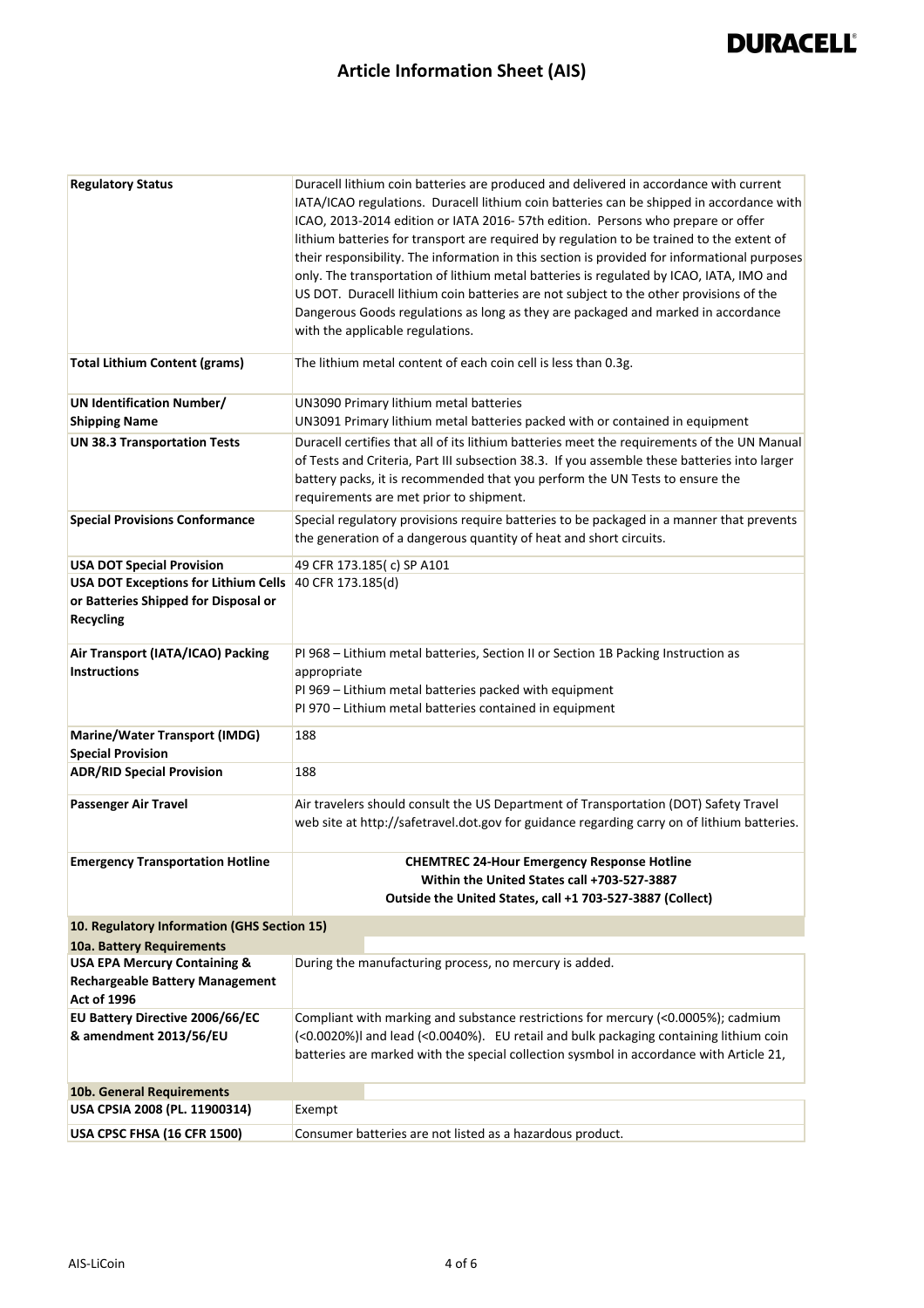| | |
|---|---|
| **Regulatory Status** | Duracell lithium coin batteries are produced and delivered in accordance with current IATA/ICAO regulations. Duracell lithium coin batteries can be shipped in accordance with ICAO, 2013-2014 edition or IATA 2016- 57th edition. Persons who prepare or offer lithium batteries for transport are required by regulation to be trained to the extent of their responsibility. The information in this section is provided for informational purposes only. The transportation of lithium metal batteries is regulated by ICAO, IATA, IMO and US DOT. Duracell lithium coin batteries are not subject to the other provisions of the Dangerous Goods regulations as long as they are packaged and marked in accordance with the applicable regulations. |
| **Total Lithium Content (grams)** | The lithium metal content of each coin cell is less than 0.3g. |
| **UN Identification Number/ Shipping Name** | UN3090 Primary lithium metal batteries<br>UN3091 Primary lithium metal batteries packed with or contained in equipment |
| **UN 38.3 Transportation Tests** | Duracell certifies that all of its lithium batteries meet the requirements of the UN Manual of Tests and Criteria, Part III subsection 38.3. If you assemble these batteries into larger battery packs, it is recommended that you perform the UN Tests to ensure the requirements are met prior to shipment. |
| **Special Provisions Conformance** | Special regulatory provisions require batteries to be packaged in a manner that prevents the generation of a dangerous quantity of heat and short circuits. |
| **USA DOT Special Provision** | 49 CFR 173.185( c) SP A101 |
| **USA DOT Exceptions for Lithium Cells or Batteries Shipped for Disposal or Recycling** | 40 CFR 173.185(d) |
| **Air Transport (IATA/ICAO) Packing Instructions** | PI 968 – Lithium metal batteries, Section II or Section 1B Packing Instruction as appropriate<br>PI 969 – Lithium metal batteries packed with equipment<br>PI 970 – Lithium metal batteries contained in equipment |
| **Marine/Water Transport (IMDG) Special Provision** | 188 |
| **ADR/RID Special Provision** | 188 |
| **Passenger Air Travel** | Air travelers should consult the US Department of Transportation (DOT) Safety Travel web site at http://safetravel.dot.gov for guidance regarding carry on of lithium batteries. |
| **Emergency Transportation Hotline** | **CHEMTREC 24-Hour Emergency Response Hotline**<br>**Within the United States call +703-527-3887**<br>**Outside the United States, call +1 703-527-3887 (Collect)** |

## 10. Regulatory Information (GHS Section 15)

### 10a. Battery Requirements

| | |
|---|---|
| **USA EPA Mercury Containing & Rechargeable Battery Management Act of 1996** | During the manufacturing process, no mercury is added. |
| **EU Battery Directive 2006/66/EC & amendment 2013/56/EU** | Compliant with marking and substance restrictions for mercury (<0.0005%); cadmium (<0.0020%)l and lead (<0.0040%). EU retail and bulk packaging containing lithium coin batteries are marked with the special collection sysmbol in accordance with Article 21, |

### 10b. General Requirements

| | |
|---|---|
| **USA CPSIA 2008 (PL. 11900314)** | Exempt |
| **USA CPSC FHSA (16 CFR 1500)** | Consumer batteries are not listed as a hazardous product. |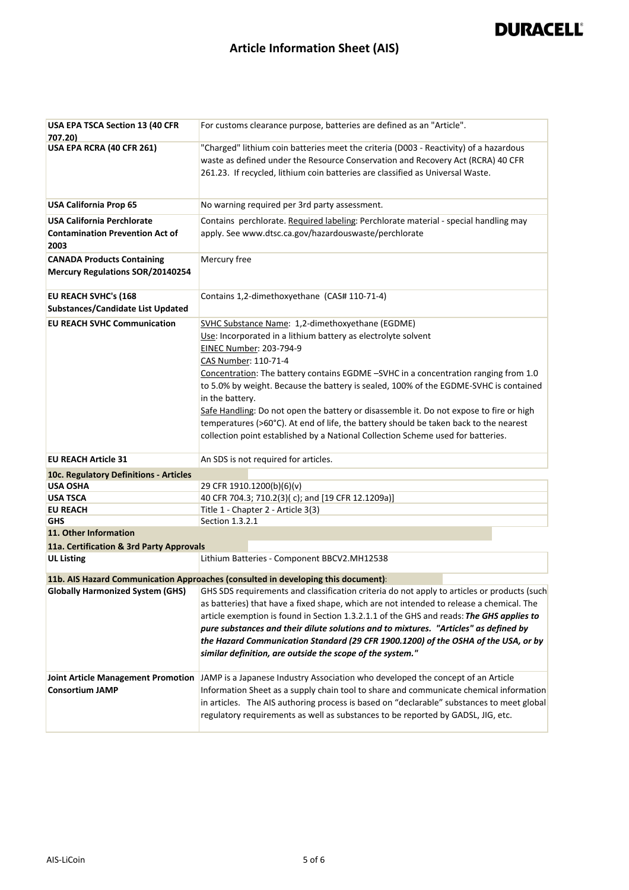| | |
|---|---|
| **USA EPA TSCA Section 13 (40 CFR 707.20)** | For customs clearance purpose, batteries are defined as an "Article". |
| **USA EPA RCRA (40 CFR 261)** | "Charged" lithium coin batteries meet the criteria (D003 - Reactivity) of a hazardous waste as defined under the Resource Conservation and Recovery Act (RCRA) 40 CFR 261.23. If recycled, lithium coin batteries are classified as Universal Waste. |
| **USA California Prop 65** | No warning required per 3rd party assessment. |
| **USA California Perchlorate Contamination Prevention Act of 2003** | Contains perchlorate. Required labeling: Perchlorate material - special handling may apply. See www.dtsc.ca.gov/hazardouswaste/perchlorate |
| **CANADA Products Containing Mercury Regulations SOR/20140254** | Mercury free |
| **EU REACH SVHC's (168 Substances/Candidate List Updated** | Contains 1,2-dimethoxyethane (CAS# 110-71-4) |
| **EU REACH SVHC Communication** | SVHC Substance Name: 1,2-dimethoxyethane (EGDME)<br>Use: Incorporated in a lithium battery as electrolyte solvent<br>EINEC Number: 203-794-9<br>CAS Number: 110-71-4<br>Concentration: The battery contains EGDME –SVHC in a concentration ranging from 1.0 to 5.0% by weight. Because the battery is sealed, 100% of the EGDME-SVHC is contained in the battery.<br>Safe Handling: Do not open the battery or disassemble it. Do not expose to fire or high temperatures (>60°C). At end of life, the battery should be taken back to the nearest collection point established by a National Collection Scheme used for batteries. |
| **EU REACH Article 31** | An SDS is not required for articles. |

**10c. Regulatory Definitions - Articles**

| | |
|---|---|
| **USA OSHA** | 29 CFR 1910.1200(b)(6)(v) |
| **USA TSCA** | 40 CFR 704.3; 710.2(3)( c); and [19 CFR 12.1209a)] |
| **EU REACH** | Title 1 - Chapter 2 - Article 3(3) |
| **GHS** | Section 1.3.2.1 |

## 11. Other Information

**11a. Certification & 3rd Party Approvals**

| | |
|---|---|
| **UL Listing** | Lithium Batteries - Component BBCV2.MH12538 |

**11b. AIS Hazard Communication Approaches (consulted in developing this document):**

| | |
|---|---|
| **Globally Harmonized System (GHS)** | GHS SDS requirements and classification criteria do not apply to articles or products (such as batteries) that have a fixed shape, which are not intended to release a chemical. The article exemption is found in Section 1.3.2.1.1 of the GHS and reads: ***The GHS applies to pure substances and their dilute solutions and to mixtures. "Articles" as defined by the Hazard Communication Standard (29 CFR 1900.1200) of the OSHA of the USA, or by similar definition, are outside the scope of the system."*** |
| **Joint Article Management Promotion Consortium JAMP** | JAMP is a Japanese Industry Association who developed the concept of an Article Information Sheet as a supply chain tool to share and communicate chemical information in articles. The AIS authoring process is based on "declarable" substances to meet global regulatory requirements as well as substances to be reported by GADSL, JIG, etc. |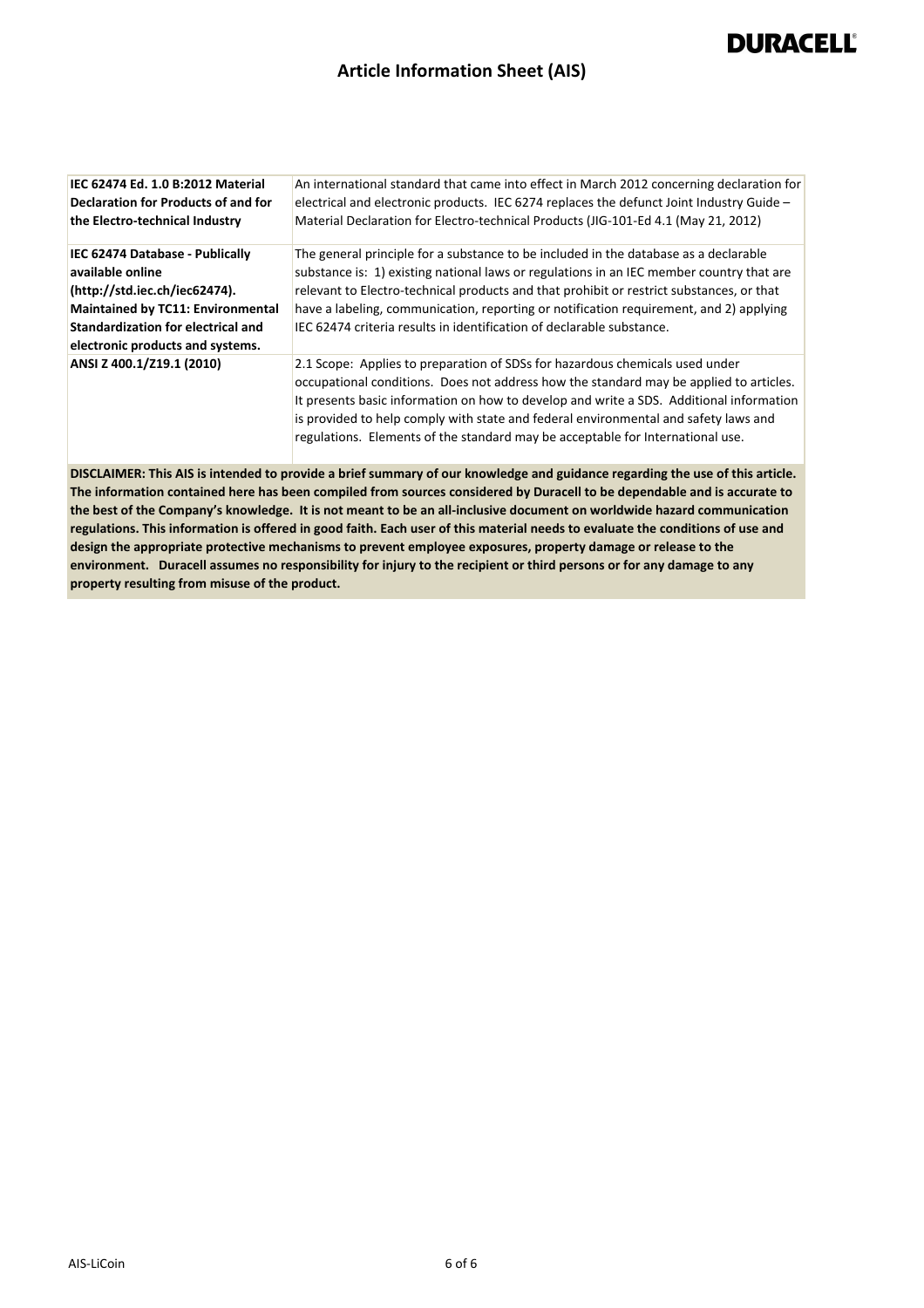| | |
|---|---|
| **IEC 62474 Ed. 1.0 B:2012 Material Declaration for Products of and for the Electro-technical Industry** | An international standard that came into effect in March 2012 concerning declaration for electrical and electronic products. IEC 6274 replaces the defunct Joint Industry Guide – Material Declaration for Electro-technical Products (JIG-101-Ed 4.1 (May 21, 2012) |
| **IEC 62474 Database - Publically available online (http://std.iec.ch/iec62474). Maintained by TC11: Environmental Standardization for electrical and electronic products and systems.** | The general principle for a substance to be included in the database as a declarable substance is: 1) existing national laws or regulations in an IEC member country that are relevant to Electro-technical products and that prohibit or restrict substances, or that have a labeling, communication, reporting or notification requirement, and 2) applying IEC 62474 criteria results in identification of declarable substance. |
| **ANSI Z 400.1/Z19.1 (2010)** | 2.1 Scope: Applies to preparation of SDSs for hazardous chemicals used under occupational conditions. Does not address how the standard may be applied to articles. It presents basic information on how to develop and write a SDS. Additional information is provided to help comply with state and federal environmental and safety laws and regulations. Elements of the standard may be acceptable for International use. |

**DISCLAIMER: This AIS is intended to provide a brief summary of our knowledge and guidance regarding the use of this article. The information contained here has been compiled from sources considered by Duracell to be dependable and is accurate to the best of the Company's knowledge. It is not meant to be an all-inclusive document on worldwide hazard communication regulations. This information is offered in good faith. Each user of this material needs to evaluate the conditions of use and design the appropriate protective mechanisms to prevent employee exposures, property damage or release to the environment. Duracell assumes no responsibility for injury to the recipient or third persons or for any damage to any property resulting from misuse of the product.**